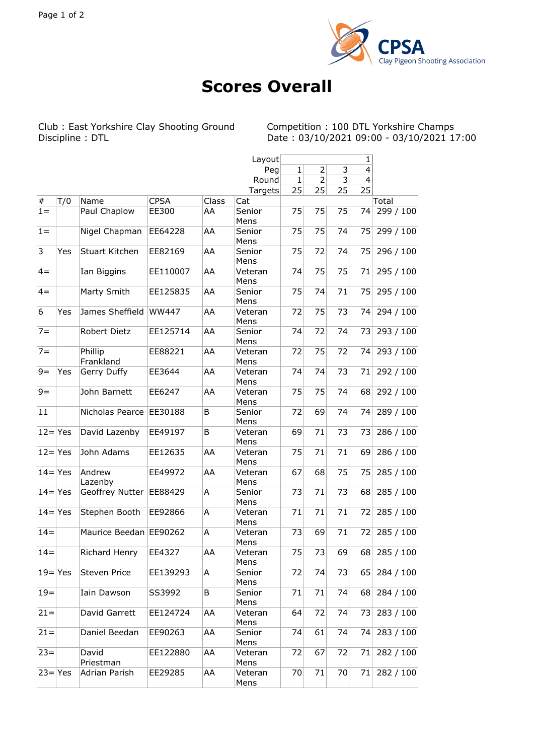# Scores Overall

Club : East Yorkshire Clay Shooting Ground
Discipline : DTL

Competition : 100 DTL Yorkshire Champs
Date : 03/10/2021 09:00 - 03/10/2021 17:00

| | | | | | Layout | | | | 1 | |
|---|---|---|---|---|---|---|---|---|---|---|
| | | | | | Peg | 1 | 2 | 3 | 4 | |
| | | | | | Round | 1 | 2 | 3 | 4 | |
| | | | | | Targets | 25 | 25 | 25 | 25 | |
| # | T/0 | Name | CPSA | Class | Cat | | | | | Total |
| 1= | | Paul Chaplow | EE300 | AA | Senior Mens | 75 | 75 | 75 | 74 | 299 / 100 |
| 1= | | Nigel Chapman | EE64228 | AA | Senior Mens | 75 | 75 | 74 | 75 | 299 / 100 |
| 3 | Yes | Stuart Kitchen | EE82169 | AA | Senior Mens | 75 | 72 | 74 | 75 | 296 / 100 |
| 4= | | Ian Biggins | EE110007 | AA | Veteran Mens | 74 | 75 | 75 | 71 | 295 / 100 |
| 4= | | Marty Smith | EE125835 | AA | Senior Mens | 75 | 74 | 71 | 75 | 295 / 100 |
| 6 | Yes | James Sheffield | WW447 | AA | Veteran Mens | 72 | 75 | 73 | 74 | 294 / 100 |
| 7= | | Robert Dietz | EE125714 | AA | Senior Mens | 74 | 72 | 74 | 73 | 293 / 100 |
| 7= | | Phillip Frankland | EE88221 | AA | Veteran Mens | 72 | 75 | 72 | 74 | 293 / 100 |
| 9= | Yes | Gerry Duffy | EE3644 | AA | Veteran Mens | 74 | 74 | 73 | 71 | 292 / 100 |
| 9= | | John Barnett | EE6247 | AA | Veteran Mens | 75 | 75 | 74 | 68 | 292 / 100 |
| 11 | | Nicholas Pearce | EE30188 | B | Senior Mens | 72 | 69 | 74 | 74 | 289 / 100 |
| 12= | Yes | David Lazenby | EE49197 | B | Veteran Mens | 69 | 71 | 73 | 73 | 286 / 100 |
| 12= | Yes | John Adams | EE12635 | AA | Veteran Mens | 75 | 71 | 71 | 69 | 286 / 100 |
| 14= | Yes | Andrew Lazenby | EE49972 | AA | Veteran Mens | 67 | 68 | 75 | 75 | 285 / 100 |
| 14= | Yes | Geoffrey Nutter | EE88429 | A | Senior Mens | 73 | 71 | 73 | 68 | 285 / 100 |
| 14= | Yes | Stephen Booth | EE92866 | A | Veteran Mens | 71 | 71 | 71 | 72 | 285 / 100 |
| 14= | | Maurice Beedan | EE90262 | A | Veteran Mens | 73 | 69 | 71 | 72 | 285 / 100 |
| 14= | | Richard Henry | EE4327 | AA | Veteran Mens | 75 | 73 | 69 | 68 | 285 / 100 |
| 19= | Yes | Steven Price | EE139293 | A | Senior Mens | 72 | 74 | 73 | 65 | 284 / 100 |
| 19= | | Iain Dawson | SS3992 | B | Senior Mens | 71 | 71 | 74 | 68 | 284 / 100 |
| 21= | | David Garrett | EE124724 | AA | Veteran Mens | 64 | 72 | 74 | 73 | 283 / 100 |
| 21= | | Daniel Beedan | EE90263 | AA | Senior Mens | 74 | 61 | 74 | 74 | 283 / 100 |
| 23= | | David Priestman | EE122880 | AA | Veteran Mens | 72 | 67 | 72 | 71 | 282 / 100 |
| 23= | Yes | Adrian Parish | EE29285 | AA | Veteran Mens | 70 | 71 | 70 | 71 | 282 / 100 |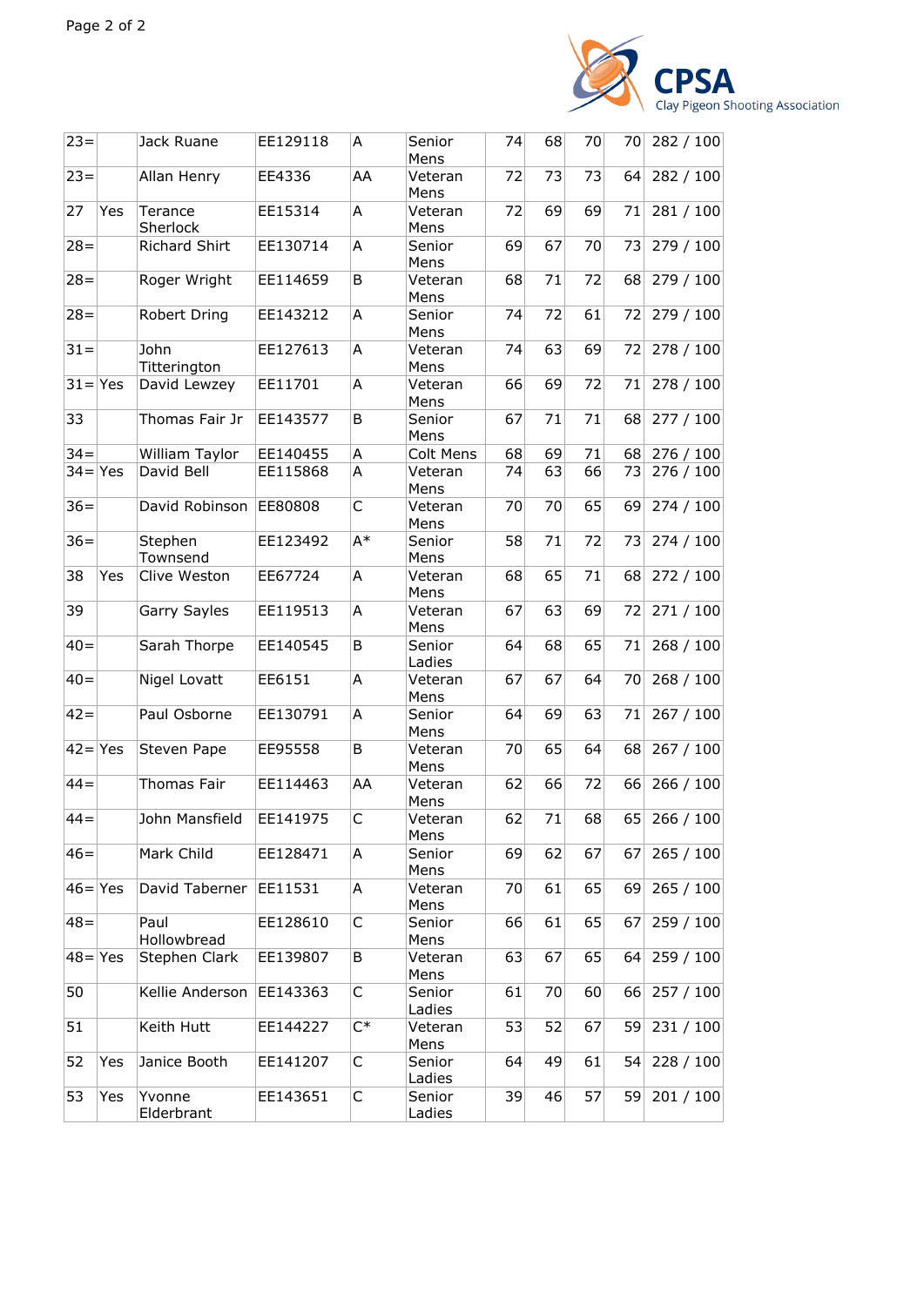| | | | | | | | | | | |
|---|---|---|---|---|---|---|---|---|---|---|
| 23= | | Jack Ruane | EE129118 | A | Senior Mens | 74 | 68 | 70 | 70 | 282 / 100 |
| 23= | | Allan Henry | EE4336 | AA | Veteran Mens | 72 | 73 | 73 | 64 | 282 / 100 |
| 27 | Yes | Terance Sherlock | EE15314 | A | Veteran Mens | 72 | 69 | 69 | 71 | 281 / 100 |
| 28= | | Richard Shirt | EE130714 | A | Senior Mens | 69 | 67 | 70 | 73 | 279 / 100 |
| 28= | | Roger Wright | EE114659 | B | Veteran Mens | 68 | 71 | 72 | 68 | 279 / 100 |
| 28= | | Robert Dring | EE143212 | A | Senior Mens | 74 | 72 | 61 | 72 | 279 / 100 |
| 31= | | John Titterington | EE127613 | A | Veteran Mens | 74 | 63 | 69 | 72 | 278 / 100 |
| 31= | Yes | David Lewzey | EE11701 | A | Veteran Mens | 66 | 69 | 72 | 71 | 278 / 100 |
| 33 | | Thomas Fair Jr | EE143577 | B | Senior Mens | 67 | 71 | 71 | 68 | 277 / 100 |
| 34= | | William Taylor | EE140455 | A | Colt Mens | 68 | 69 | 71 | 68 | 276 / 100 |
| 34= | Yes | David Bell | EE115868 | A | Veteran Mens | 74 | 63 | 66 | 73 | 276 / 100 |
| 36= | | David Robinson | EE80808 | C | Veteran Mens | 70 | 70 | 65 | 69 | 274 / 100 |
| 36= | | Stephen Townsend | EE123492 | A* | Senior Mens | 58 | 71 | 72 | 73 | 274 / 100 |
| 38 | Yes | Clive Weston | EE67724 | A | Veteran Mens | 68 | 65 | 71 | 68 | 272 / 100 |
| 39 | | Garry Sayles | EE119513 | A | Veteran Mens | 67 | 63 | 69 | 72 | 271 / 100 |
| 40= | | Sarah Thorpe | EE140545 | B | Senior Ladies | 64 | 68 | 65 | 71 | 268 / 100 |
| 40= | | Nigel Lovatt | EE6151 | A | Veteran Mens | 67 | 67 | 64 | 70 | 268 / 100 |
| 42= | | Paul Osborne | EE130791 | A | Senior Mens | 64 | 69 | 63 | 71 | 267 / 100 |
| 42= | Yes | Steven Pape | EE95558 | B | Veteran Mens | 70 | 65 | 64 | 68 | 267 / 100 |
| 44= | | Thomas Fair | EE114463 | AA | Veteran Mens | 62 | 66 | 72 | 66 | 266 / 100 |
| 44= | | John Mansfield | EE141975 | C | Veteran Mens | 62 | 71 | 68 | 65 | 266 / 100 |
| 46= | | Mark Child | EE128471 | A | Senior Mens | 69 | 62 | 67 | 67 | 265 / 100 |
| 46= | Yes | David Taberner | EE11531 | A | Veteran Mens | 70 | 61 | 65 | 69 | 265 / 100 |
| 48= | | Paul Hollowbread | EE128610 | C | Senior Mens | 66 | 61 | 65 | 67 | 259 / 100 |
| 48= | Yes | Stephen Clark | EE139807 | B | Veteran Mens | 63 | 67 | 65 | 64 | 259 / 100 |
| 50 | | Kellie Anderson | EE143363 | C | Senior Ladies | 61 | 70 | 60 | 66 | 257 / 100 |
| 51 | | Keith Hutt | EE144227 | C* | Veteran Mens | 53 | 52 | 67 | 59 | 231 / 100 |
| 52 | Yes | Janice Booth | EE141207 | C | Senior Ladies | 64 | 49 | 61 | 54 | 228 / 100 |
| 53 | Yes | Yvonne Elderbrant | EE143651 | C | Senior Ladies | 39 | 46 | 57 | 59 | 201 / 100 |